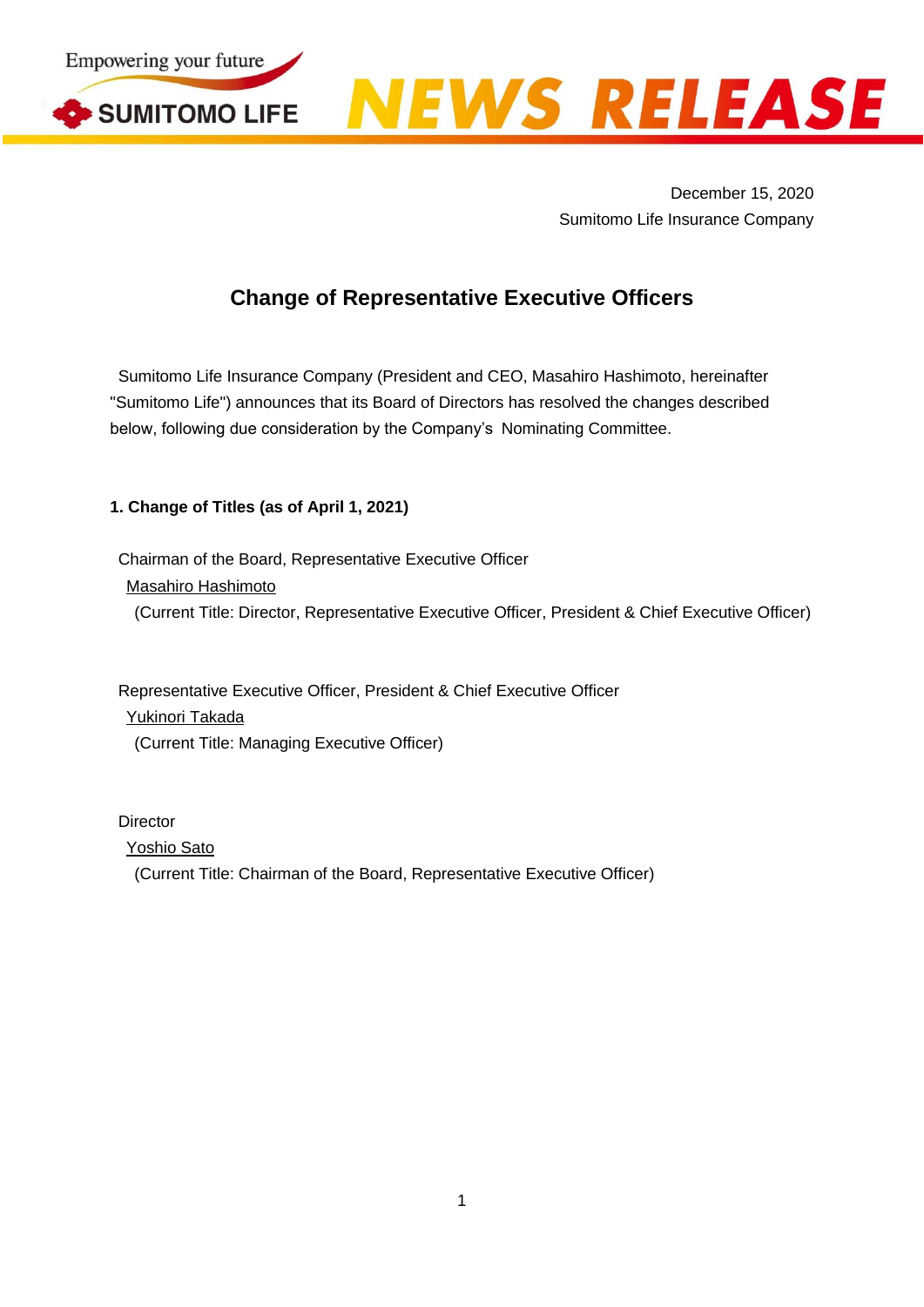December 15, 2020
Sumitomo Life Insurance Company

# Change of Representative Executive Officers

Sumitomo Life Insurance Company (President and CEO, Masahiro Hashimoto, hereinafter "Sumitomo Life") announces that its Board of Directors has resolved the changes described below, following due consideration by the Company's Nominating Committee.

### 1. Change of Titles (as of April 1, 2021)

Chairman of the Board, Representative Executive Officer
Masahiro Hashimoto
(Current Title: Director, Representative Executive Officer, President & Chief Executive Officer)

Representative Executive Officer, President & Chief Executive Officer
Yukinori Takada
(Current Title: Managing Executive Officer)

Director
Yoshio Sato
(Current Title: Chairman of the Board, Representative Executive Officer)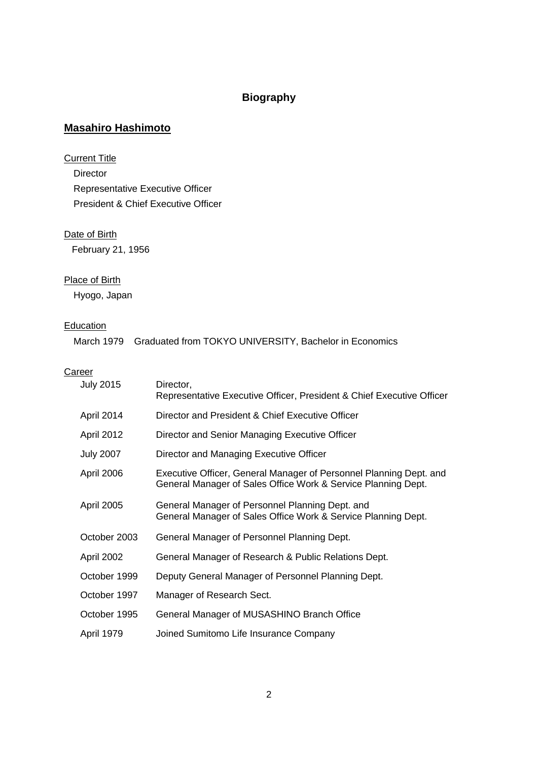# Biography

## Masahiro Hashimoto

Current Title

Director
Representative Executive Officer
President & Chief Executive Officer

Date of Birth

February 21, 1956

Place of Birth

Hyogo, Japan

Education

March 1979 Graduated from TOKYO UNIVERSITY, Bachelor in Economics

Career

| | |
|---|---|
| July 2015 | Director,<br>Representative Executive Officer, President & Chief Executive Officer |
| April 2014 | Director and President & Chief Executive Officer |
| April 2012 | Director and Senior Managing Executive Officer |
| July 2007 | Director and Managing Executive Officer |
| April 2006 | Executive Officer, General Manager of Personnel Planning Dept. and General Manager of Sales Office Work & Service Planning Dept. |
| April 2005 | General Manager of Personnel Planning Dept. and General Manager of Sales Office Work & Service Planning Dept. |
| October 2003 | General Manager of Personnel Planning Dept. |
| April 2002 | General Manager of Research & Public Relations Dept. |
| October 1999 | Deputy General Manager of Personnel Planning Dept. |
| October 1997 | Manager of Research Sect. |
| October 1995 | General Manager of MUSASHINO Branch Office |
| April 1979 | Joined Sumitomo Life Insurance Company |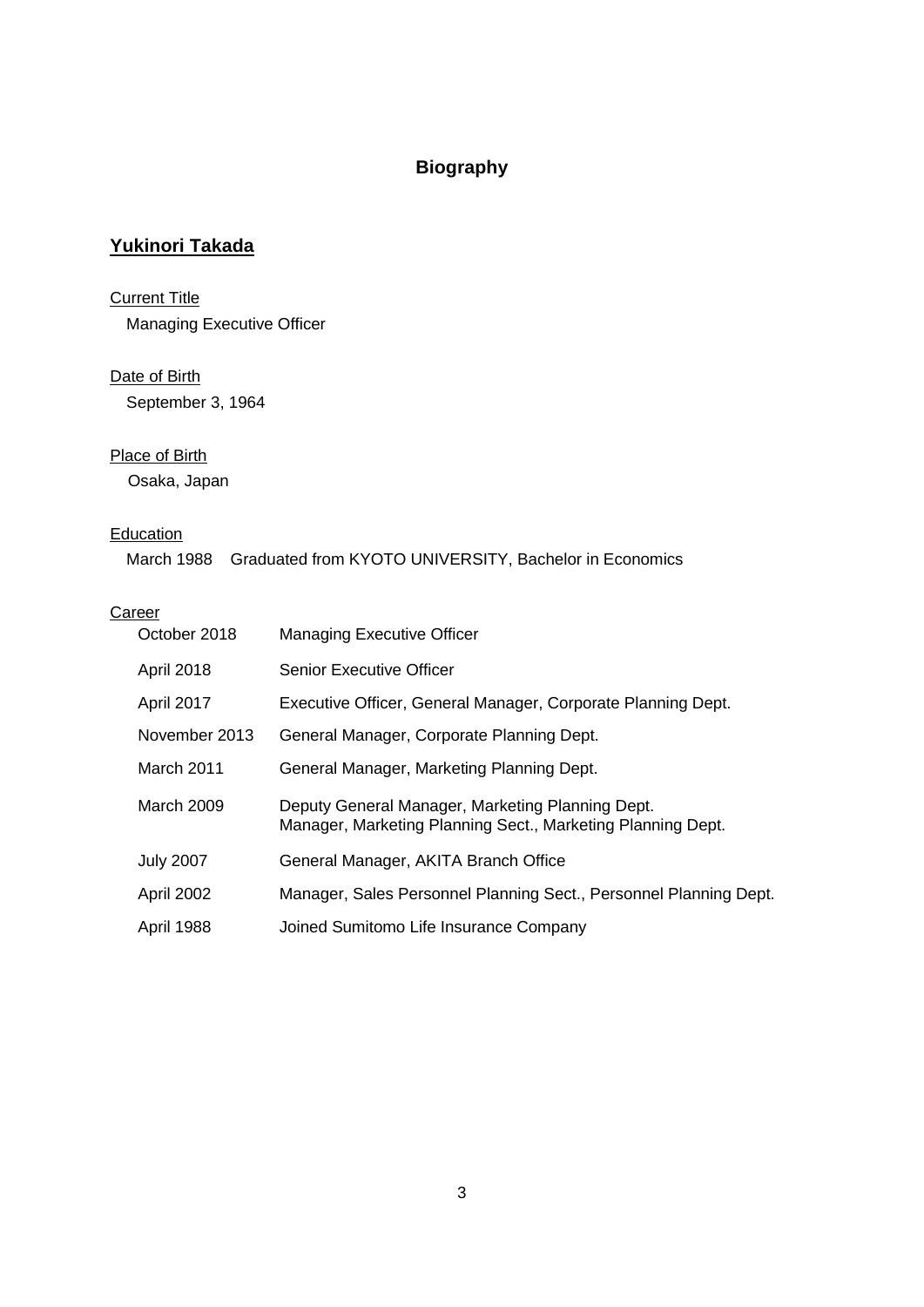# Biography

## Yukinori Takada

Current Title

Managing Executive Officer

Date of Birth

September 3, 1964

Place of Birth

Osaka, Japan

Education

March 1988　Graduated from KYOTO UNIVERSITY, Bachelor in Economics

Career

| | |
|---|---|
| October 2018 | Managing Executive Officer |
| April 2018 | Senior Executive Officer |
| April 2017 | Executive Officer, General Manager, Corporate Planning Dept. |
| November 2013 | General Manager, Corporate Planning Dept. |
| March 2011 | General Manager, Marketing Planning Dept. |
| March 2009 | Deputy General Manager, Marketing Planning Dept.<br>Manager, Marketing Planning Sect., Marketing Planning Dept. |
| July 2007 | General Manager, AKITA Branch Office |
| April 2002 | Manager, Sales Personnel Planning Sect., Personnel Planning Dept. |
| April 1988 | Joined Sumitomo Life Insurance Company |